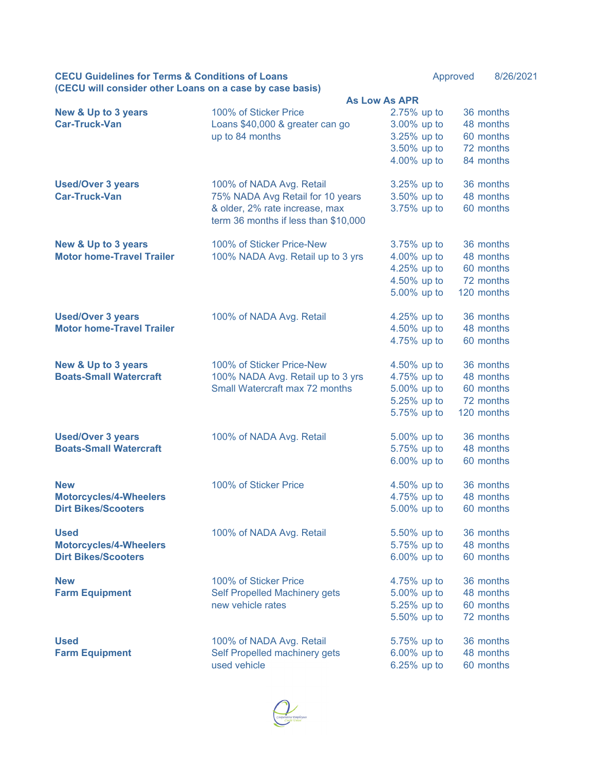**CECU Guidelines for Terms & Conditions of Loans** Approved 8/26/2021

**(CECU will consider other Loans on a case by case basis)**

| Loan Type | Terms | As Low As APR | |
|---|---|---|---|
| **New & Up to 3 years Car-Truck-Van** | 100% of Sticker Price<br>Loans $40,000 & greater can go up to 84 months | 2.75% up to | 36 months |
| | | 3.00% up to | 48 months |
| | | 3.25% up to | 60 months |
| | | 3.50% up to | 72 months |
| | | 4.00% up to | 84 months |
| **Used/Over 3 years Car-Truck-Van** | 100% of NADA Avg. Retail<br>75% NADA Avg Retail for 10 years & older, 2% rate increase, max term 36 months if less than $10,000 | 3.25% up to | 36 months |
| | | 3.50% up to | 48 months |
| | | 3.75% up to | 60 months |
| **New & Up to 3 years Motor home-Travel Trailer** | 100% of Sticker Price-New<br>100% NADA Avg. Retail up to 3 yrs | 3.75% up to | 36 months |
| | | 4.00% up to | 48 months |
| | | 4.25% up to | 60 months |
| | | 4.50% up to | 72 months |
| | | 5.00% up to | 120 months |
| **Used/Over 3 years Motor home-Travel Trailer** | 100% of NADA Avg. Retail | 4.25% up to | 36 months |
| | | 4.50% up to | 48 months |
| | | 4.75% up to | 60 months |
| **New & Up to 3 years Boats-Small Watercraft** | 100% of Sticker Price-New<br>100% NADA Avg. Retail up to 3 yrs<br>Small Watercraft max 72 months | 4.50% up to | 36 months |
| | | 4.75% up to | 48 months |
| | | 5.00% up to | 60 months |
| | | 5.25% up to | 72 months |
| | | 5.75% up to | 120 months |
| **Used/Over 3 years Boats-Small Watercraft** | 100% of NADA Avg. Retail | 5.00% up to | 36 months |
| | | 5.75% up to | 48 months |
| | | 6.00% up to | 60 months |
| **New Motorcycles/4-Wheelers Dirt Bikes/Scooters** | 100% of Sticker Price | 4.50% up to | 36 months |
| | | 4.75% up to | 48 months |
| | | 5.00% up to | 60 months |
| **Used Motorcycles/4-Wheelers Dirt Bikes/Scooters** | 100% of NADA Avg. Retail | 5.50% up to | 36 months |
| | | 5.75% up to | 48 months |
| | | 6.00% up to | 60 months |
| **New Farm Equipment** | 100% of Sticker Price<br>Self Propelled Machinery gets new vehicle rates | 4.75% up to | 36 months |
| | | 5.00% up to | 48 months |
| | | 5.25% up to | 60 months |
| | | 5.50% up to | 72 months |
| **Used Farm Equipment** | 100% of NADA Avg. Retail<br>Self Propelled machinery gets used vehicle | 5.75% up to | 36 months |
| | | 6.00% up to | 48 months |
| | | 6.25% up to | 60 months |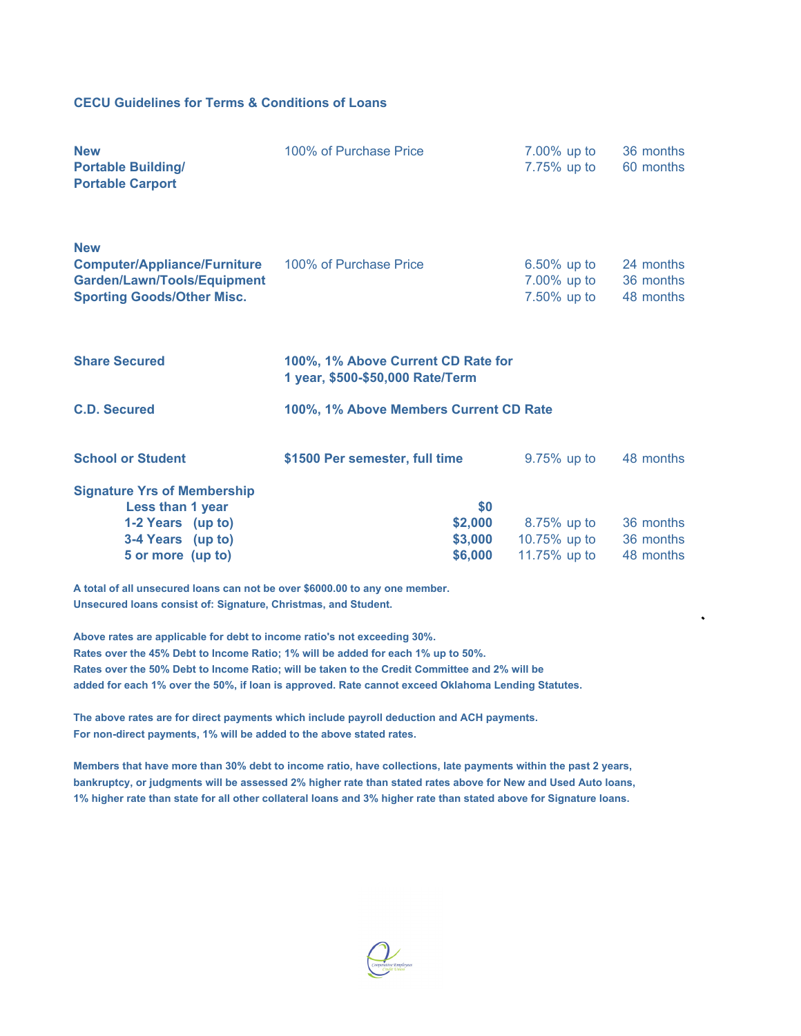## CECU Guidelines for Terms & Conditions of Loans

| | | | |
|---|---|---|---|
| **New Portable Building/ Portable Carport** | 100% of Purchase Price | 7.00% up to | 36 months |
| | | 7.75% up to | 60 months |
| **New Computer/Appliance/Furniture Garden/Lawn/Tools/Equipment Sporting Goods/Other Misc.** | 100% of Purchase Price | 6.50% up to | 24 months |
| | | 7.00% up to | 36 months |
| | | 7.50% up to | 48 months |
| **Share Secured** | **100%, 1% Above Current CD Rate for 1 year, $500-$50,000 Rate/Term** | | |
| **C.D. Secured** | **100%, 1% Above Members Current CD Rate** | | |
| **School or Student** | **$1500 Per semester, full time** | 9.75% up to | 48 months |
| **Signature Yrs of Membership** | | | |
| **Less than 1 year** | **$0** | | |
| **1-2 Years (up to)** | **$2,000** | 8.75% up to | 36 months |
| **3-4 Years (up to)** | **$3,000** | 10.75% up to | 36 months |
| **5 or more (up to)** | **$6,000** | 11.75% up to | 48 months |

**A total of all unsecured loans can not be over $6000.00 to any one member.**
**Unsecured loans consist of: Signature, Christmas, and Student.**

**Above rates are applicable for debt to income ratio's not exceeding 30%.**
**Rates over the 45% Debt to Income Ratio; 1% will be added for each 1% up to 50%.**
**Rates over the 50% Debt to Income Ratio; will be taken to the Credit Committee and 2% will be added for each 1% over the 50%, if loan is approved. Rate cannot exceed Oklahoma Lending Statutes.**

**The above rates are for direct payments which include payroll deduction and ACH payments.**
**For non-direct payments, 1% will be added to the above stated rates.**

**Members that have more than 30% debt to income ratio, have collections, late payments within the past 2 years, bankruptcy, or judgments will be assessed 2% higher rate than stated rates above for New and Used Auto loans, 1% higher rate than state for all other collateral loans and 3% higher rate than stated above for Signature loans.**